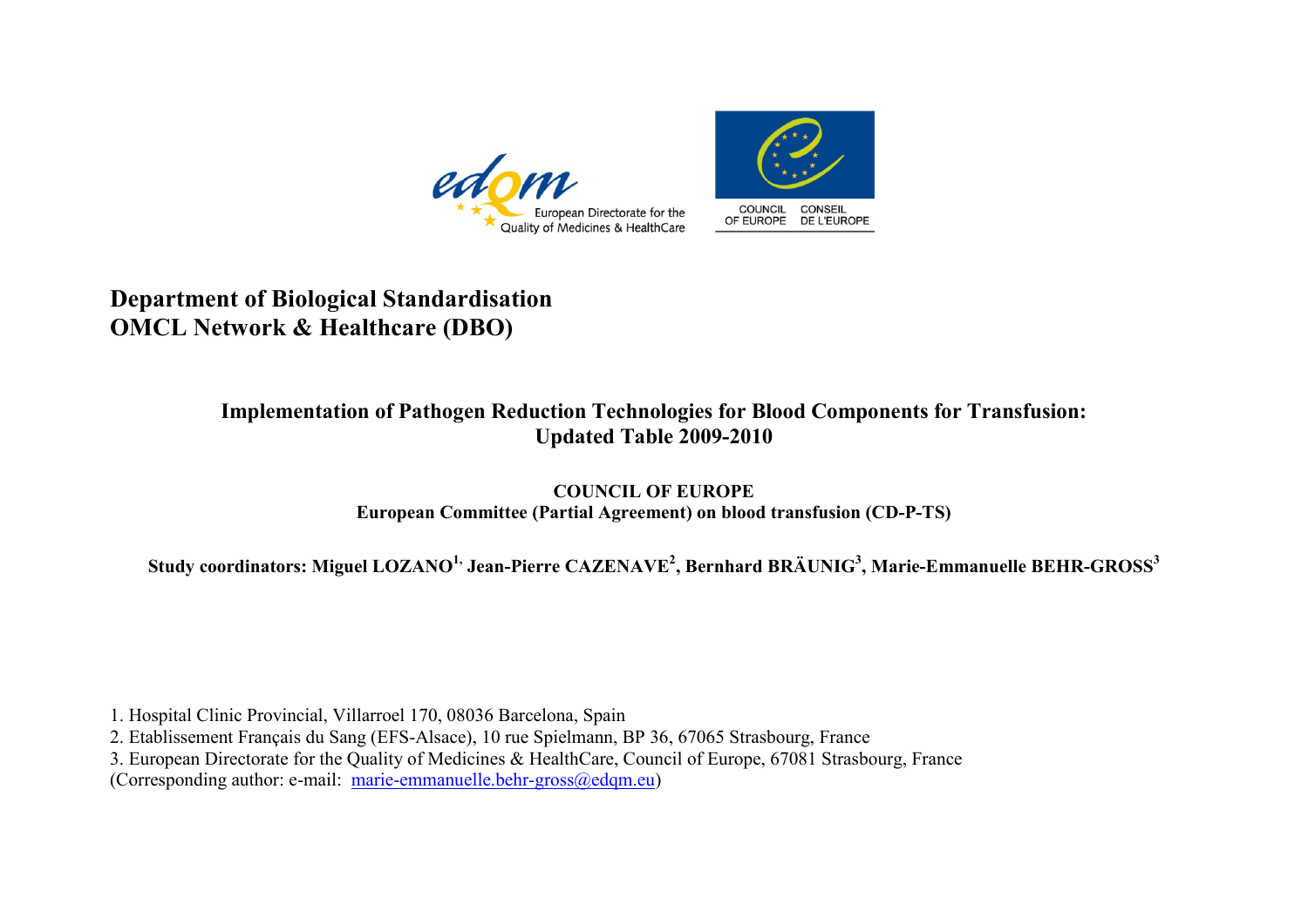**Department of Biological Standardisation**
**OMCL Network & Healthcare (DBO)**

# Implementation of Pathogen Reduction Technologies for Blood Components for Transfusion: Updated Table 2009-2010

**COUNCIL OF EUROPE**
**European Committee (Partial Agreement) on blood transfusion (CD-P-TS)**

**Study coordinators: Miguel LOZANO[1,] Jean-Pierre CAZENAVE[2], Bernhard BRÄUNIG[3], Marie-Emmanuelle BEHR-GROSS[3]**

1. Hospital Clinic Provincial, Villarroel 170, 08036 Barcelona, Spain
2. Etablissement Français du Sang (EFS-Alsace), 10 rue Spielmann, BP 36, 67065 Strasbourg, France
3. European Directorate for the Quality of Medicines & HealthCare, Council of Europe, 67081 Strasbourg, France

(Corresponding author: e-mail: marie-emmanuelle.behr-gross@edqm.eu)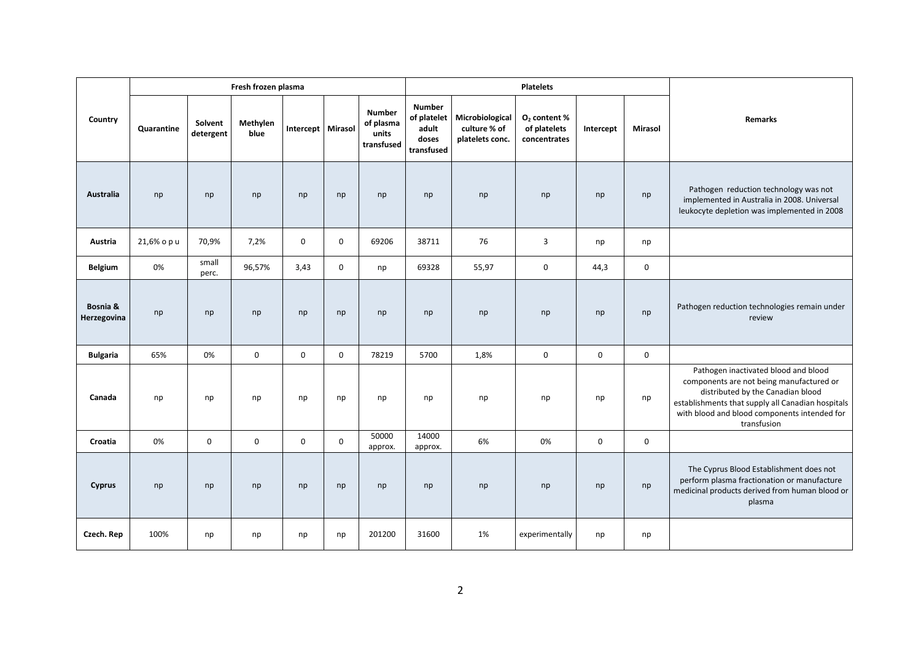| Country | Fresh frozen plasma | | | | | | Platelets | | | | | Remarks |
|---|---|---|---|---|---|---|---|---|---|---|---|---|
| | Quarantine | Solvent detergent | Methylen blue | Intercept | Mirasol | Number of plasma units transfused | Number of platelet adult doses transfused | Microbiological culture % of platelets conc. | $O_2$ content % of platelets concentrates | Intercept | Mirasol | |
| **Australia** | np | np | np | np | np | np | np | np | np | np | np | Pathogen reduction technology was not implemented in Australia in 2008. Universal leukocyte depletion was implemented in 2008 |
| **Austria** | 21,6% o p u | 70,9% | 7,2% | 0 | 0 | 69206 | 38711 | 76 | 3 | np | np | |
| **Belgium** | 0% | small perc. | 96,57% | 3,43 | 0 | np | 69328 | 55,97 | 0 | 44,3 | 0 | |
| **Bosnia & Herzegovina** | np | np | np | np | np | np | np | np | np | np | np | Pathogen reduction technologies remain under review |
| **Bulgaria** | 65% | 0% | 0 | 0 | 0 | 78219 | 5700 | 1,8% | 0 | 0 | 0 | |
| **Canada** | np | np | np | np | np | np | np | np | np | np | np | Pathogen inactivated blood and blood components are not being manufactured or distributed by the Canadian blood establishments that supply all Canadian hospitals with blood and blood components intended for transfusion |
| **Croatia** | 0% | 0 | 0 | 0 | 0 | 50000 approx. | 14000 approx. | 6% | 0% | 0 | 0 | |
| **Cyprus** | np | np | np | np | np | np | np | np | np | np | np | The Cyprus Blood Establishment does not perform plasma fractionation or manufacture medicinal products derived from human blood or plasma |
| **Czech. Rep** | 100% | np | np | np | np | 201200 | 31600 | 1% | experimentally | np | np | |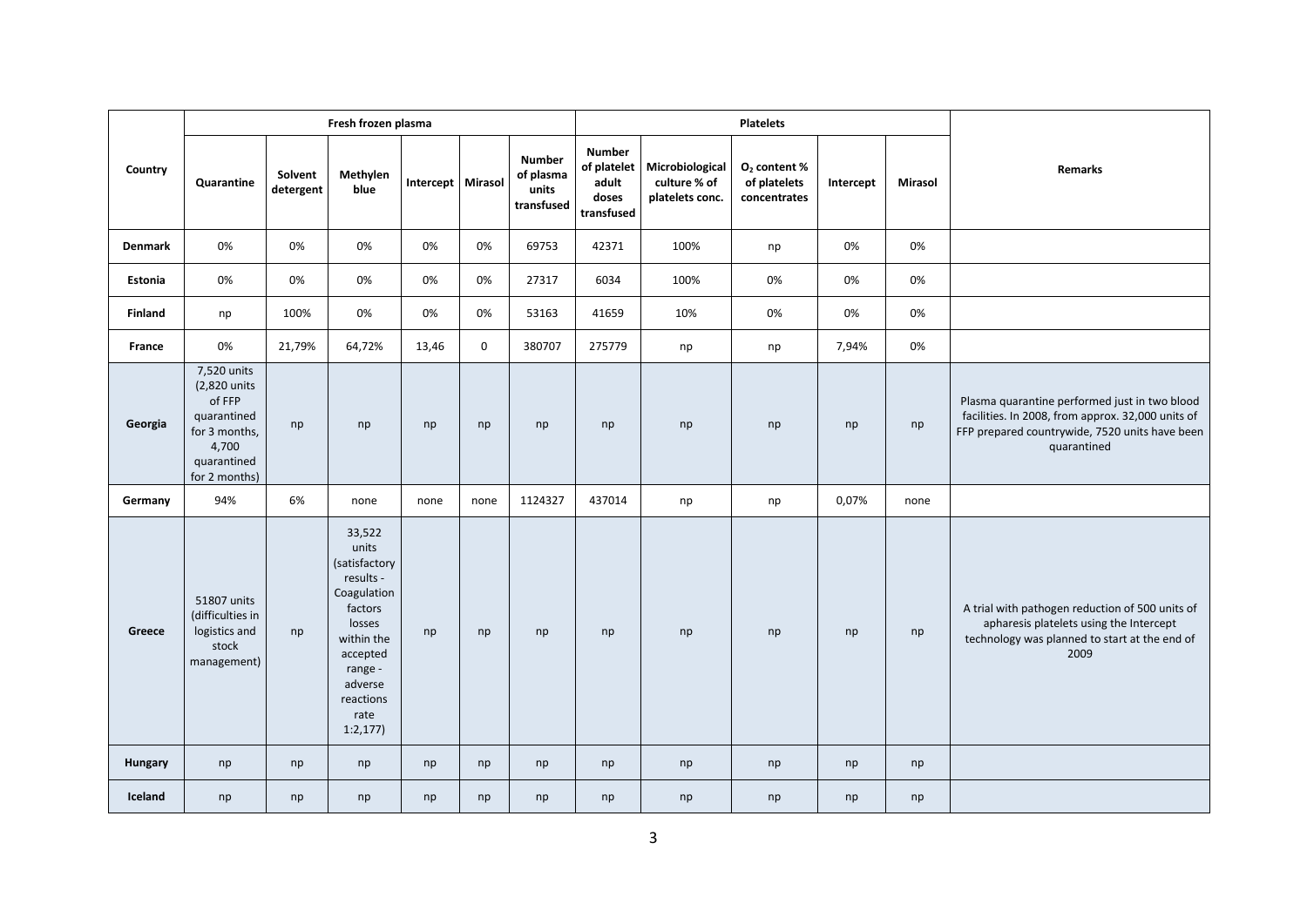| Country | Fresh frozen plasma | | | | | | Platelets | | | | | Remarks |
|---|---|---|---|---|---|---|---|---|---|---|---|---|
| | Quarantine | Solvent detergent | Methylen blue | Intercept | Mirasol | Number of plasma units transfused | Number of platelet adult doses transfused | Microbiological culture % of platelets conc. | $O_2$ content % of platelets concentrates | Intercept | Mirasol | |
| **Denmark** | 0% | 0% | 0% | 0% | 0% | 69753 | 42371 | 100% | np | 0% | 0% | |
| **Estonia** | 0% | 0% | 0% | 0% | 0% | 27317 | 6034 | 100% | 0% | 0% | 0% | |
| **Finland** | np | 100% | 0% | 0% | 0% | 53163 | 41659 | 10% | 0% | 0% | 0% | |
| **France** | 0% | 21,79% | 64,72% | 13,46 | 0 | 380707 | 275779 | np | np | 7,94% | 0% | |
| **Georgia** | 7,520 units (2,820 units of FFP quarantined for 3 months, 4,700 quarantined for 2 months) | np | np | np | np | np | np | np | np | np | np | Plasma quarantine performed just in two blood facilities. In 2008, from approx. 32,000 units of FFP prepared countrywide, 7520 units have been quarantined |
| **Germany** | 94% | 6% | none | none | none | 1124327 | 437014 | np | np | 0,07% | none | |
| **Greece** | 51807 units (difficulties in logistics and stock management) | np | 33,522 units (satisfactory results - Coagulation factors losses within the accepted range - adverse reactions rate 1:2,177) | np | np | np | np | np | np | np | np | A trial with pathogen reduction of 500 units of apharesis platelets using the Intercept technology was planned to start at the end of 2009 |
| **Hungary** | np | np | np | np | np | np | np | np | np | np | np | |
| **Iceland** | np | np | np | np | np | np | np | np | np | np | np | |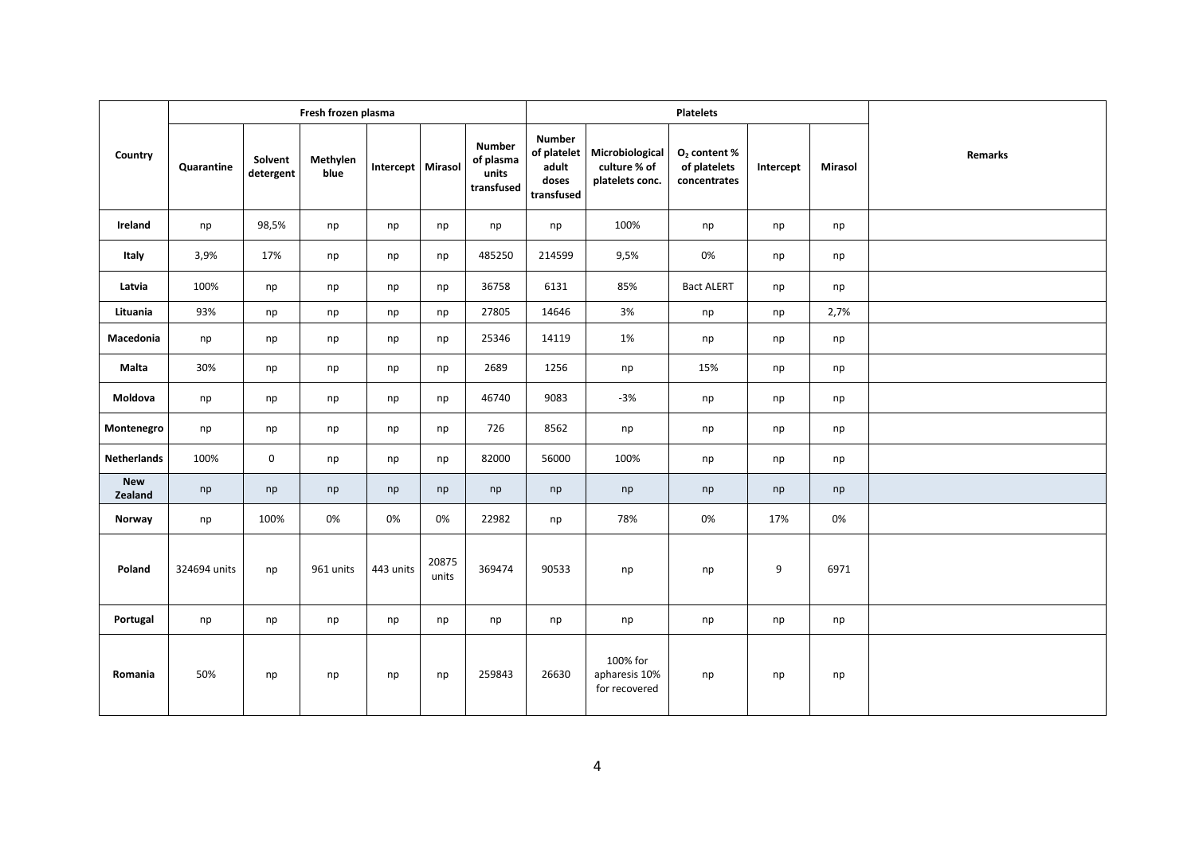| Country | Fresh frozen plasma | | | | | | Platelets | | | | | Remarks |
|---|---|---|---|---|---|---|---|---|---|---|---|---|
| | Quarantine | Solvent detergent | Methylen blue | Intercept | Mirasol | Number of plasma units transfused | Number of platelet adult doses transfused | Microbiological culture % of platelets conc. | $O_2$ content % of platelets concentrates | Intercept | Mirasol | |
| **Ireland** | np | 98,5% | np | np | np | np | np | 100% | np | np | np | |
| **Italy** | 3,9% | 17% | np | np | np | 485250 | 214599 | 9,5% | 0% | np | np | |
| **Latvia** | 100% | np | np | np | np | 36758 | 6131 | 85% | Bact ALERT | np | np | |
| **Lituania** | 93% | np | np | np | np | 27805 | 14646 | 3% | np | np | 2,7% | |
| **Macedonia** | np | np | np | np | np | 25346 | 14119 | 1% | np | np | np | |
| **Malta** | 30% | np | np | np | np | 2689 | 1256 | np | 15% | np | np | |
| **Moldova** | np | np | np | np | np | 46740 | 9083 | -3% | np | np | np | |
| **Montenegro** | np | np | np | np | np | 726 | 8562 | np | np | np | np | |
| **Netherlands** | 100% | 0 | np | np | np | 82000 | 56000 | 100% | np | np | np | |
| **New Zealand** | np | np | np | np | np | np | np | np | np | np | np | |
| **Norway** | np | 100% | 0% | 0% | 0% | 22982 | np | 78% | 0% | 17% | 0% | |
| **Poland** | 324694 units | np | 961 units | 443 units | 20875 units | 369474 | 90533 | np | np | 9 | 6971 | |
| **Portugal** | np | np | np | np | np | np | np | np | np | np | np | |
| **Romania** | 50% | np | np | np | np | 259843 | 26630 | 100% for apharesis 10% for recovered | np | np | np | |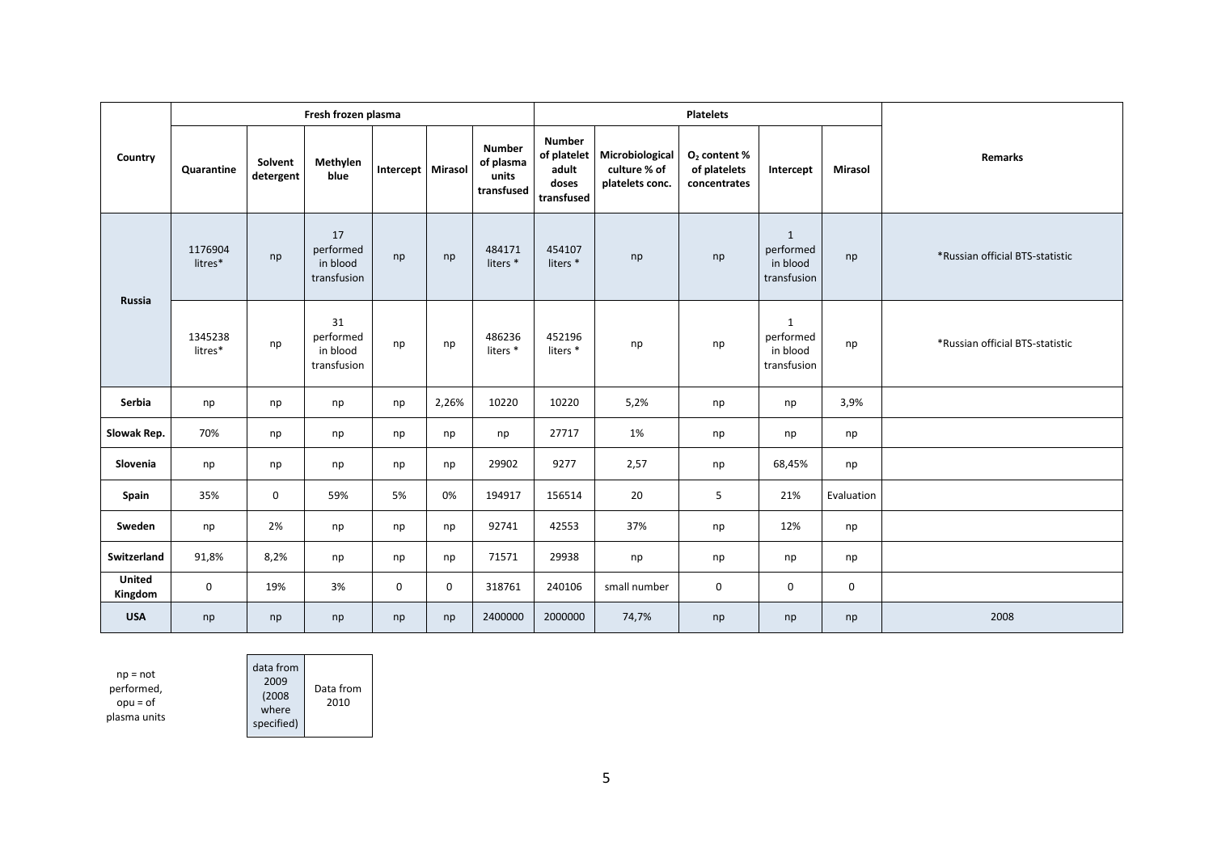| Country | Fresh frozen plasma | | | | | | Platelets | | | | | Remarks |
|---|---|---|---|---|---|---|---|---|---|---|---|---|
| | Quarantine | Solvent detergent | Methylen blue | Intercept | Mirasol | Number of plasma units transfused | Number of platelet adult doses transfused | Microbiological culture % of platelets conc. | $O_2$ content % of platelets concentrates | Intercept | Mirasol | |
| Russia | 1176904 litres* | np | 17 performed in blood transfusion | np | np | 484171 liters * | 454107 liters * | np | np | 1 performed in blood transfusion | np | *Russian official BTS-statistic |
| | 1345238 litres* | np | 31 performed in blood transfusion | np | np | 486236 liters * | 452196 liters * | np | np | 1 performed in blood transfusion | np | *Russian official BTS-statistic |
| Serbia | np | np | np | np | 2,26% | 10220 | 10220 | 5,2% | np | np | 3,9% | |
| Slowak Rep. | 70% | np | np | np | np | np | 27717 | 1% | np | np | np | |
| Slovenia | np | np | np | np | np | 29902 | 9277 | 2,57 | np | 68,45% | np | |
| Spain | 35% | 0 | 59% | 5% | 0% | 194917 | 156514 | 20 | 5 | 21% | Evaluation | |
| Sweden | np | 2% | np | np | np | 92741 | 42553 | 37% | np | 12% | np | |
| Switzerland | 91,8% | 8,2% | np | np | np | 71571 | 29938 | np | np | np | np | |
| United Kingdom | 0 | 19% | 3% | 0 | 0 | 318761 | 240106 | small number | 0 | 0 | 0 | |
| USA | np | np | np | np | np | 2400000 | 2000000 | 74,7% | np | np | np | 2008 |

np = not performed, opu = of plasma units

| | |
|---|---|
| data from 2009 (2008 where specified) | Data from 2010 |